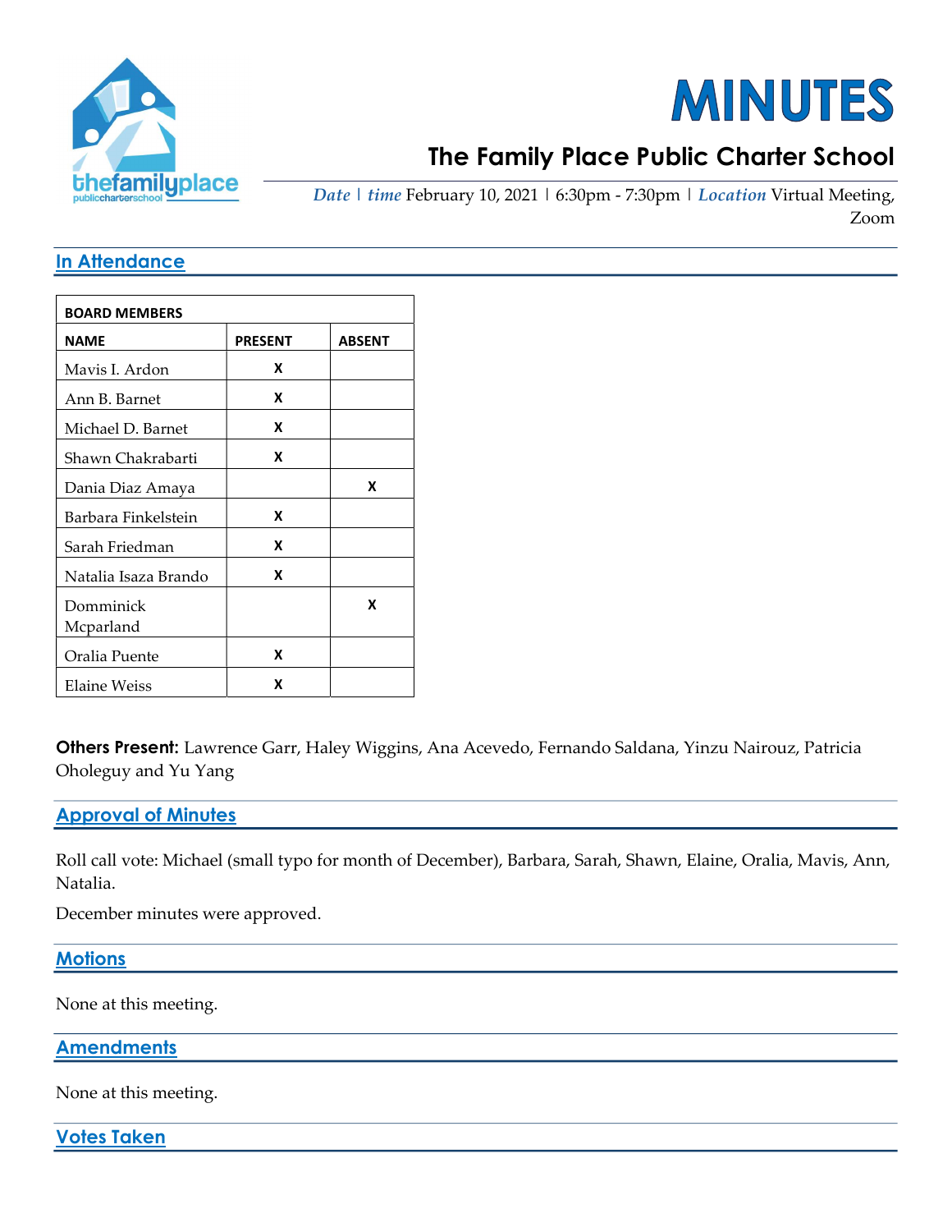# MINUTES

## The Family Place Public Charter School

*Date* | *time* February 10, 2021 | 6:30pm - 7:30pm | *Location* Virtual Meeting, Zoom

## In Attendance

| BOARD MEMBERS | | |
|---|---|---|
| **NAME** | **PRESENT** | **ABSENT** |
| Mavis I. Ardon | X | |
| Ann B. Barnet | X | |
| Michael D. Barnet | X | |
| Shawn Chakrabarti | X | |
| Dania Diaz Amaya | | X |
| Barbara Finkelstein | X | |
| Sarah Friedman | X | |
| Natalia Isaza Brando | X | |
| Domminick Mcparland | | X |
| Oralia Puente | X | |
| Elaine Weiss | X | |

**Others Present:** Lawrence Garr, Haley Wiggins, Ana Acevedo, Fernando Saldana, Yinzu Nairouz, Patricia Oholeguy and Yu Yang

## Approval of Minutes

Roll call vote: Michael (small typo for month of December), Barbara, Sarah, Shawn, Elaine, Oralia, Mavis, Ann, Natalia.

December minutes were approved.

## Motions

None at this meeting.

## Amendments

None at this meeting.

## Votes Taken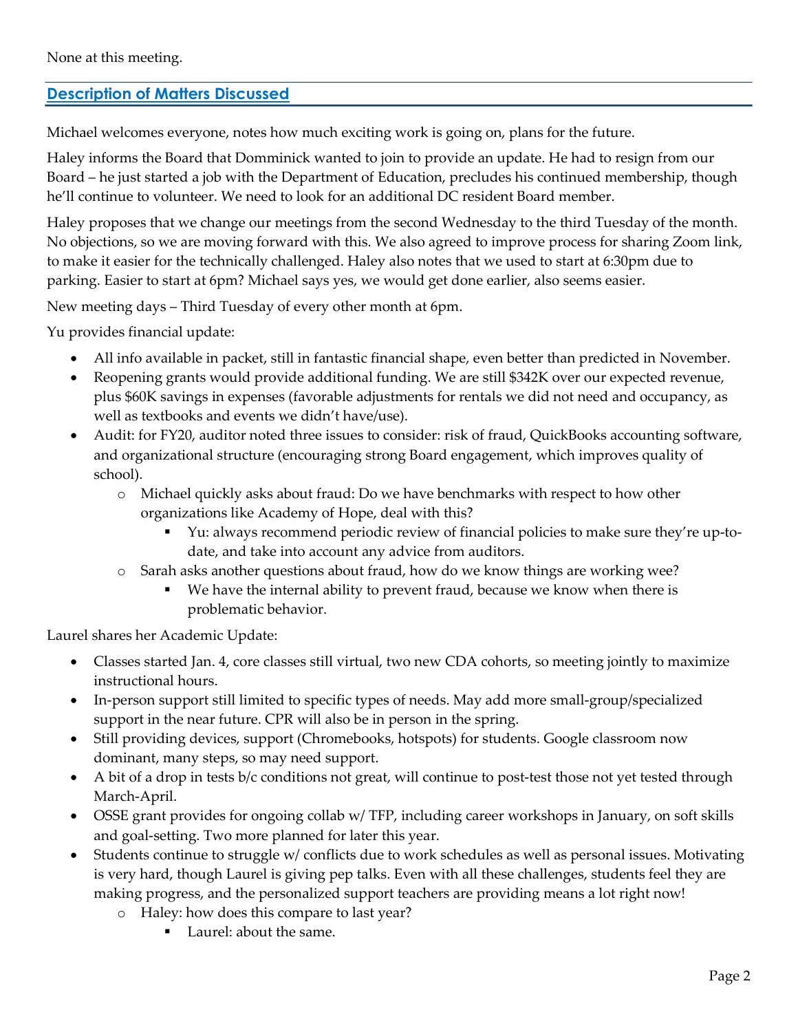None at this meeting.

## Description of Matters Discussed

Michael welcomes everyone, notes how much exciting work is going on, plans for the future.

Haley informs the Board that Domminick wanted to join to provide an update. He had to resign from our Board – he just started a job with the Department of Education, precludes his continued membership, though he'll continue to volunteer. We need to look for an additional DC resident Board member.

Haley proposes that we change our meetings from the second Wednesday to the third Tuesday of the month. No objections, so we are moving forward with this. We also agreed to improve process for sharing Zoom link, to make it easier for the technically challenged. Haley also notes that we used to start at 6:30pm due to parking. Easier to start at 6pm? Michael says yes, we would get done earlier, also seems easier.

New meeting days – Third Tuesday of every other month at 6pm.

Yu provides financial update:

- All info available in packet, still in fantastic financial shape, even better than predicted in November.
- Reopening grants would provide additional funding. We are still $342K over our expected revenue, plus $60K savings in expenses (favorable adjustments for rentals we did not need and occupancy, as well as textbooks and events we didn't have/use).
- Audit: for FY20, auditor noted three issues to consider: risk of fraud, QuickBooks accounting software, and organizational structure (encouraging strong Board engagement, which improves quality of school).
  - Michael quickly asks about fraud: Do we have benchmarks with respect to how other organizations like Academy of Hope, deal with this?
    - Yu: always recommend periodic review of financial policies to make sure they're up-to-date, and take into account any advice from auditors.
  - Sarah asks another questions about fraud, how do we know things are working wee?
    - We have the internal ability to prevent fraud, because we know when there is problematic behavior.

Laurel shares her Academic Update:

- Classes started Jan. 4, core classes still virtual, two new CDA cohorts, so meeting jointly to maximize instructional hours.
- In-person support still limited to specific types of needs. May add more small-group/specialized support in the near future. CPR will also be in person in the spring.
- Still providing devices, support (Chromebooks, hotspots) for students. Google classroom now dominant, many steps, so may need support.
- A bit of a drop in tests b/c conditions not great, will continue to post-test those not yet tested through March-April.
- OSSE grant provides for ongoing collab w/ TFP, including career workshops in January, on soft skills and goal-setting. Two more planned for later this year.
- Students continue to struggle w/ conflicts due to work schedules as well as personal issues. Motivating is very hard, though Laurel is giving pep talks. Even with all these challenges, students feel they are making progress, and the personalized support teachers are providing means a lot right now!
  - Haley: how does this compare to last year?
    - Laurel: about the same.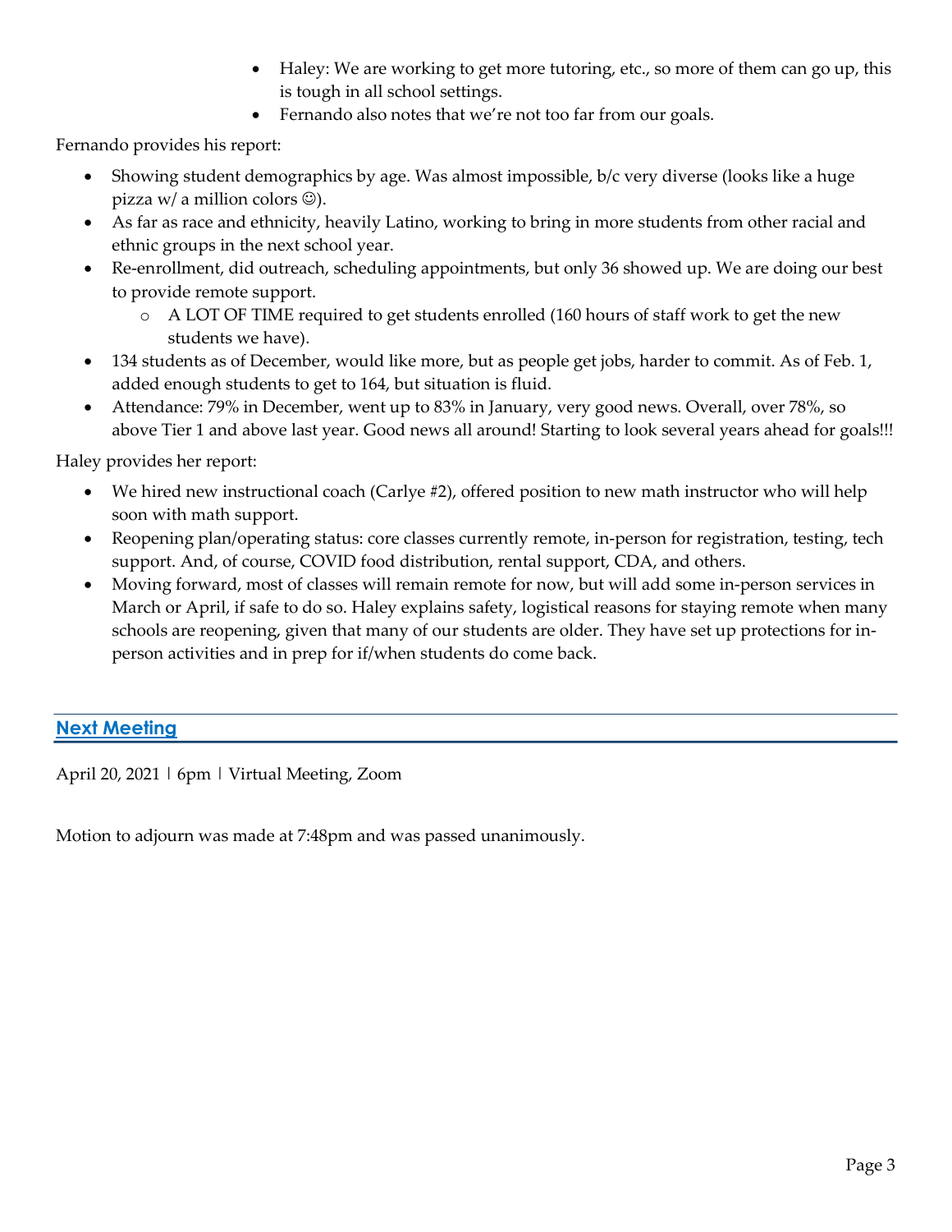- Haley: We are working to get more tutoring, etc., so more of them can go up, this is tough in all school settings.
- Fernando also notes that we're not too far from our goals.

Fernando provides his report:

- Showing student demographics by age. Was almost impossible, b/c very diverse (looks like a huge pizza w/ a million colors ☺).
- As far as race and ethnicity, heavily Latino, working to bring in more students from other racial and ethnic groups in the next school year.
- Re-enrollment, did outreach, scheduling appointments, but only 36 showed up. We are doing our best to provide remote support.
  - A LOT OF TIME required to get students enrolled (160 hours of staff work to get the new students we have).
- 134 students as of December, would like more, but as people get jobs, harder to commit. As of Feb. 1, added enough students to get to 164, but situation is fluid.
- Attendance: 79% in December, went up to 83% in January, very good news. Overall, over 78%, so above Tier 1 and above last year. Good news all around! Starting to look several years ahead for goals!!!

Haley provides her report:

- We hired new instructional coach (Carlye #2), offered position to new math instructor who will help soon with math support.
- Reopening plan/operating status: core classes currently remote, in-person for registration, testing, tech support. And, of course, COVID food distribution, rental support, CDA, and others.
- Moving forward, most of classes will remain remote for now, but will add some in-person services in March or April, if safe to do so. Haley explains safety, logistical reasons for staying remote when many schools are reopening, given that many of our students are older. They have set up protections for in-person activities and in prep for if/when students do come back.

## Next Meeting

April 20, 2021 | 6pm | Virtual Meeting, Zoom

Motion to adjourn was made at 7:48pm and was passed unanimously.